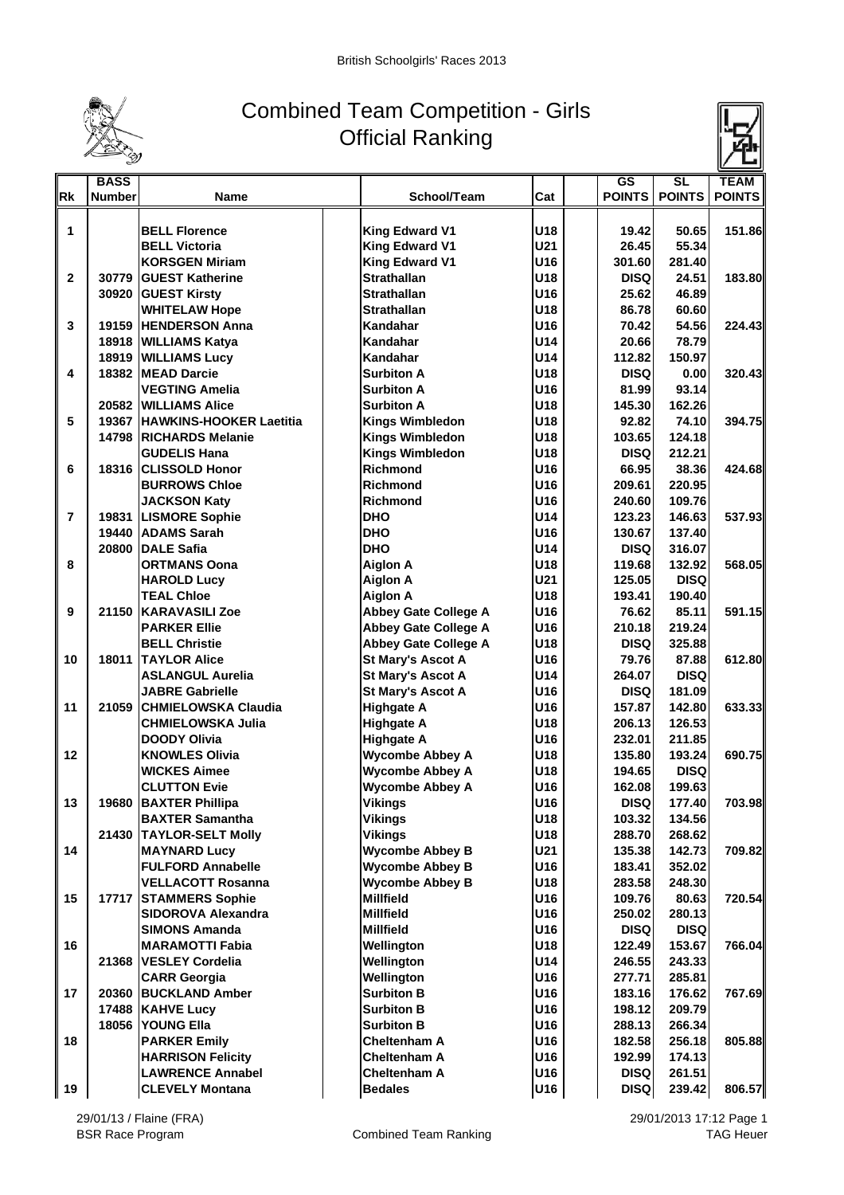British Schoolgirls' Races 2013

# Combined Team Competition - Girls
## Official Ranking

| Rk | BASS Number | Name | School/Team | Cat | GS POINTS | SL POINTS | TEAM POINTS |
|---|---|---|---|---|---|---|---|
| 1 | | BELL Florence | King Edward V1 | U18 | 19.42 | 50.65 | 151.86 |
| | | BELL Victoria | King Edward V1 | U21 | 26.45 | 55.34 | |
| | | KORSGEN Miriam | King Edward V1 | U16 | 301.60 | 281.40 | |
| 2 | 30779 | GUEST Katherine | Strathallan | U18 | DISQ | 24.51 | 183.80 |
| | 30920 | GUEST Kirsty | Strathallan | U16 | 25.62 | 46.89 | |
| | | WHITELAW Hope | Strathallan | U18 | 86.78 | 60.60 | |
| 3 | 19159 | HENDERSON Anna | Kandahar | U16 | 70.42 | 54.56 | 224.43 |
| | 18918 | WILLIAMS Katya | Kandahar | U14 | 20.66 | 78.79 | |
| | 18919 | WILLIAMS Lucy | Kandahar | U14 | 112.82 | 150.97 | |
| 4 | 18382 | MEAD Darcie | Surbiton A | U18 | DISQ | 0.00 | 320.43 |
| | | VEGTING Amelia | Surbiton A | U16 | 81.99 | 93.14 | |
| | 20582 | WILLIAMS Alice | Surbiton A | U18 | 145.30 | 162.26 | |
| 5 | 19367 | HAWKINS-HOOKER Laetitia | Kings Wimbledon | U18 | 92.82 | 74.10 | 394.75 |
| | 14798 | RICHARDS Melanie | Kings Wimbledon | U18 | 103.65 | 124.18 | |
| | | GUDELIS Hana | Kings Wimbledon | U18 | DISQ | 212.21 | |
| 6 | 18316 | CLISSOLD Honor | Richmond | U16 | 66.95 | 38.36 | 424.68 |
| | | BURROWS Chloe | Richmond | U16 | 209.61 | 220.95 | |
| | | JACKSON Katy | Richmond | U16 | 240.60 | 109.76 | |
| 7 | 19831 | LISMORE Sophie | DHO | U14 | 123.23 | 146.63 | 537.93 |
| | 19440 | ADAMS Sarah | DHO | U16 | 130.67 | 137.40 | |
| | 20800 | DALE Safia | DHO | U14 | DISQ | 316.07 | |
| 8 | | ORTMANS Oona | Aiglon A | U18 | 119.68 | 132.92 | 568.05 |
| | | HAROLD Lucy | Aiglon A | U21 | 125.05 | DISQ | |
| | | TEAL Chloe | Aiglon A | U18 | 193.41 | 190.40 | |
| 9 | 21150 | KARAVASILI Zoe | Abbey Gate College A | U16 | 76.62 | 85.11 | 591.15 |
| | | PARKER Ellie | Abbey Gate College A | U16 | 210.18 | 219.24 | |
| | | BELL Christie | Abbey Gate College A | U18 | DISQ | 325.88 | |
| 10 | 18011 | TAYLOR Alice | St Mary's Ascot A | U16 | 79.76 | 87.88 | 612.80 |
| | | ASLANGUL Aurelia | St Mary's Ascot A | U14 | 264.07 | DISQ | |
| | | JABRE Gabrielle | St Mary's Ascot A | U16 | DISQ | 181.09 | |
| 11 | 21059 | CHMIELOWSKA Claudia | Highgate A | U16 | 157.87 | 142.80 | 633.33 |
| | | CHMIELOWSKA Julia | Highgate A | U18 | 206.13 | 126.53 | |
| | | DOODY Olivia | Highgate A | U16 | 232.01 | 211.85 | |
| 12 | | KNOWLES Olivia | Wycombe Abbey A | U18 | 135.80 | 193.24 | 690.75 |
| | | WICKES Aimee | Wycombe Abbey A | U18 | 194.65 | DISQ | |
| | | CLUTTON Evie | Wycombe Abbey A | U16 | 162.08 | 199.63 | |
| 13 | 19680 | BAXTER Phillipa | Vikings | U16 | DISQ | 177.40 | 703.98 |
| | | BAXTER Samantha | Vikings | U18 | 103.32 | 134.56 | |
| | 21430 | TAYLOR-SELT Molly | Vikings | U18 | 288.70 | 268.62 | |
| 14 | | MAYNARD Lucy | Wycombe Abbey B | U21 | 135.38 | 142.73 | 709.82 |
| | | FULFORD Annabelle | Wycombe Abbey B | U16 | 183.41 | 352.02 | |
| | | VELLACOTT Rosanna | Wycombe Abbey B | U18 | 283.58 | 248.30 | |
| 15 | 17717 | STAMMERS Sophie | Millfield | U16 | 109.76 | 80.63 | 720.54 |
| | | SIDOROVA Alexandra | Millfield | U16 | 250.02 | 280.13 | |
| | | SIMONS Amanda | Millfield | U16 | DISQ | DISQ | |
| 16 | | MARAMOTTI Fabia | Wellington | U18 | 122.49 | 153.67 | 766.04 |
| | 21368 | VESLEY Cordelia | Wellington | U14 | 246.55 | 243.33 | |
| | | CARR Georgia | Wellington | U16 | 277.71 | 285.81 | |
| 17 | 20360 | BUCKLAND Amber | Surbiton B | U16 | 183.16 | 176.62 | 767.69 |
| | 17488 | KAHVE Lucy | Surbiton B | U16 | 198.12 | 209.79 | |
| | 18056 | YOUNG Ella | Surbiton B | U16 | 288.13 | 266.34 | |
| 18 | | PARKER Emily | Cheltenham A | U16 | 182.58 | 256.18 | 805.88 |
| | | HARRISON Felicity | Cheltenham A | U16 | 192.99 | 174.13 | |
| | | LAWRENCE Annabel | Cheltenham A | U16 | DISQ | 261.51 | |
| 19 | | CLEVELY Montana | Bedales | U16 | DISQ | 239.42 | 806.57 |

29/01/13 / Flaine (FRA) — BSR Race Program — Combined Team Ranking — 29/01/2013 17:12 — TAG Heuer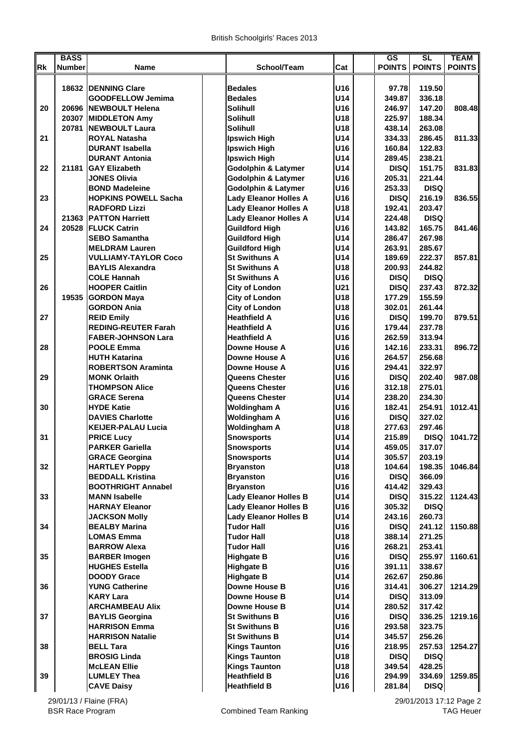British Schoolgirls' Races 2013

| Rk | BASS Number | Name | School/Team | Cat | GS POINTS | SL POINTS | TEAM POINTS |
|---|---|---|---|---|---|---|---|
| | 18632 | DENNING Clare | Bedales | U16 | 97.78 | 119.50 | |
| | | GOODFELLOW Jemima | Bedales | U14 | 349.87 | 336.18 | |
| 20 | 20696 | NEWBOULT Helena | Solihull | U16 | 246.97 | 147.20 | 808.48 |
| | 20307 | MIDDLETON Amy | Solihull | U18 | 225.97 | 188.34 | |
| | 20781 | NEWBOULT Laura | Solihull | U18 | 438.14 | 263.08 | |
| 21 | | ROYAL Natasha | Ipswich High | U14 | 334.33 | 286.45 | 811.33 |
| | | DURANT Isabella | Ipswich High | U16 | 160.84 | 122.83 | |
| | | DURANT Antonia | Ipswich High | U14 | 289.45 | 238.21 | |
| 22 | 21181 | GAY Elizabeth | Godolphin & Latymer | U14 | DISQ | 151.75 | 831.83 |
| | | JONES Olivia | Godolphin & Latymer | U16 | 205.31 | 221.44 | |
| | | BOND Madeleine | Godolphin & Latymer | U16 | 253.33 | DISQ | |
| 23 | | HOPKINS POWELL Sacha | Lady Eleanor Holles A | U16 | DISQ | 216.19 | 836.55 |
| | | RADFORD Lizzi | Lady Eleanor Holles A | U18 | 192.41 | 203.47 | |
| | 21363 | PATTON Harriett | Lady Eleanor Holles A | U14 | 224.48 | DISQ | |
| 24 | 20528 | FLUCK Catrin | Guildford High | U16 | 143.82 | 165.75 | 841.46 |
| | | SEBO Samantha | Guildford High | U14 | 286.47 | 267.98 | |
| | | MELDRAM Lauren | Guildford High | U14 | 263.91 | 285.67 | |
| 25 | | VULLIAMY-TAYLOR Coco | St Swithuns A | U14 | 189.69 | 222.37 | 857.81 |
| | | BAYLIS Alexandra | St Swithuns A | U18 | 200.93 | 244.82 | |
| | | COLE Hannah | St Swithuns A | U16 | DISQ | DISQ | |
| 26 | | HOOPER Caitlin | City of London | U21 | DISQ | 237.43 | 872.32 |
| | 19535 | GORDON Maya | City of London | U18 | 177.29 | 155.59 | |
| | | GORDON Ania | City of London | U18 | 302.01 | 261.44 | |
| 27 | | REID Emily | Heathfield A | U16 | DISQ | 199.70 | 879.51 |
| | | REDING-REUTER Farah | Heathfield A | U16 | 179.44 | 237.78 | |
| | | FABER-JOHNSON Lara | Heathfield A | U16 | 262.59 | 313.94 | |
| 28 | | POOLE Emma | Downe House A | U16 | 142.16 | 233.31 | 896.72 |
| | | HUTH Katarina | Downe House A | U16 | 264.57 | 256.68 | |
| | | ROBERTSON Araminta | Downe House A | U16 | 294.41 | 322.97 | |
| 29 | | MONK Orlaith | Queens Chester | U16 | DISQ | 202.40 | 987.08 |
| | | THOMPSON Alice | Queens Chester | U16 | 312.18 | 275.01 | |
| | | GRACE Serena | Queens Chester | U14 | 238.20 | 234.30 | |
| 30 | | HYDE Katie | Woldingham A | U16 | 182.41 | 254.91 | 1012.41 |
| | | DAVIES Charlotte | Woldingham A | U16 | DISQ | 327.02 | |
| | | KEIJER-PALAU Lucia | Woldingham A | U18 | 277.63 | 297.46 | |
| 31 | | PRICE Lucy | Snowsports | U14 | 215.89 | DISQ | 1041.72 |
| | | PARKER Gariella | Snowsports | U14 | 459.05 | 317.07 | |
| | | GRACE Georgina | Snowsports | U14 | 305.57 | 203.19 | |
| 32 | | HARTLEY Poppy | Bryanston | U18 | 104.64 | 198.35 | 1046.84 |
| | | BEDDALL Kristina | Bryanston | U16 | DISQ | 366.09 | |
| | | BOOTHRIGHT Annabel | Bryanston | U16 | 414.42 | 329.43 | |
| 33 | | MANN Isabelle | Lady Eleanor Holles B | U14 | DISQ | 315.22 | 1124.43 |
| | | HARNAY Eleanor | Lady Eleanor Holles B | U16 | 305.32 | DISQ | |
| | | JACKSON Molly | Lady Eleanor Holles B | U14 | 243.16 | 260.73 | |
| 34 | | BEALBY Marina | Tudor Hall | U16 | DISQ | 241.12 | 1150.88 |
| | | LOMAS Emma | Tudor Hall | U18 | 388.14 | 271.25 | |
| | | BARROW Alexa | Tudor Hall | U16 | 268.21 | 253.41 | |
| 35 | | BARBER Imogen | Highgate B | U16 | DISQ | 255.97 | 1160.61 |
| | | HUGHES Estella | Highgate B | U16 | 391.11 | 338.67 | |
| | | DOODY Grace | Highgate B | U14 | 262.67 | 250.86 | |
| 36 | | YUNG Catherine | Downe House B | U16 | 314.41 | 306.27 | 1214.29 |
| | | KARY Lara | Downe House B | U14 | DISQ | 313.09 | |
| | | ARCHAMBEAU Alix | Downe House B | U14 | 280.52 | 317.42 | |
| 37 | | BAYLIS Georgina | St Swithuns B | U16 | DISQ | 336.25 | 1219.16 |
| | | HARRISON Emma | St Swithuns B | U16 | 293.58 | 323.75 | |
| | | HARRISON Natalie | St Swithuns B | U14 | 345.57 | 256.26 | |
| 38 | | BELL Tara | Kings Taunton | U16 | 218.95 | 257.53 | 1254.27 |
| | | BROSIG Linda | Kings Taunton | U18 | DISQ | DISQ | |
| | | McLEAN Ellie | Kings Taunton | U18 | 349.54 | 428.25 | |
| 39 | | LUMLEY Thea | Heathfield B | U16 | 294.99 | 334.69 | 1259.85 |
| | | CAVE Daisy | Heathfield B | U16 | 281.84 | DISQ | |

29/01/13 / Flaine (FRA) | 29/01/2013 17:12
BSR Race Program | Combined Team Ranking | TAG Heuer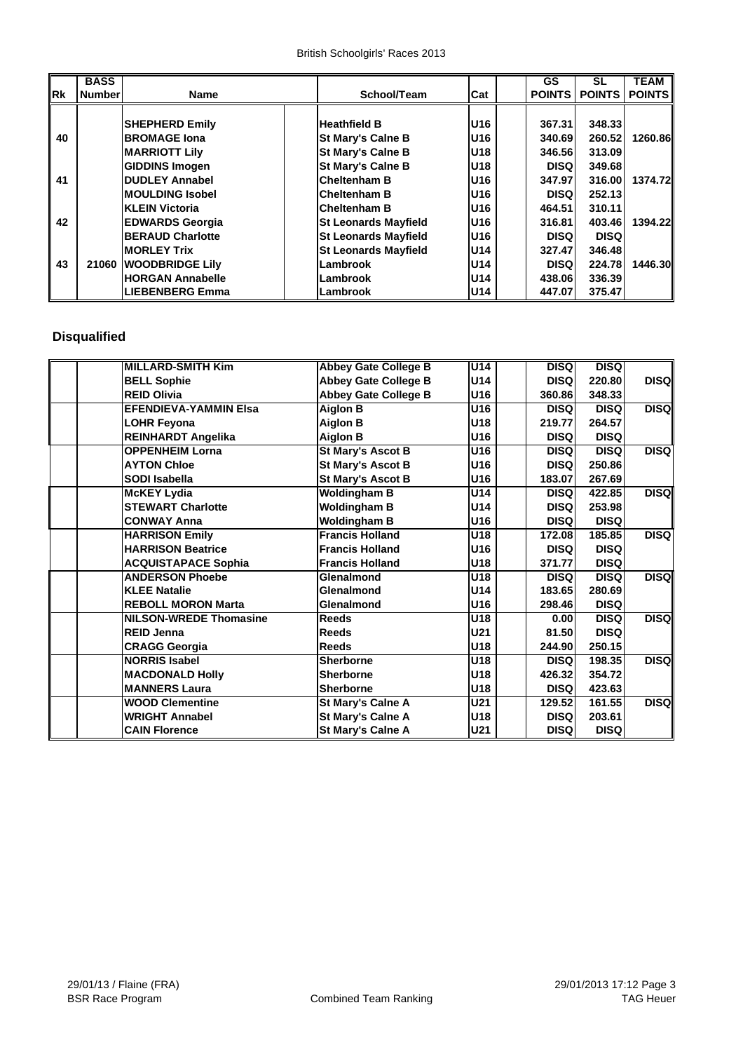| Rk | BASS Number | Name | School/Team | Cat | GS POINTS | SL POINTS | TEAM POINTS |
|---|---|---|---|---|---|---|---|
| | | SHEPHERD Emily | Heathfield B | U16 | 367.31 | 348.33 | |
| 40 | | BROMAGE Iona | St Mary's Calne B | U16 | 340.69 | 260.52 | 1260.86 |
| | | MARRIOTT Lily | St Mary's Calne B | U18 | 346.56 | 313.09 | |
| | | GIDDINS Imogen | St Mary's Calne B | U18 | DISQ | 349.68 | |
| 41 | | DUDLEY Annabel | Cheltenham B | U16 | 347.97 | 316.00 | 1374.72 |
| | | MOULDING Isobel | Cheltenham B | U16 | DISQ | 252.13 | |
| | | KLEIN Victoria | Cheltenham B | U16 | 464.51 | 310.11 | |
| 42 | | EDWARDS Georgia | St Leonards Mayfield | U16 | 316.81 | 403.46 | 1394.22 |
| | | BERAUD Charlotte | St Leonards Mayfield | U16 | DISQ | DISQ | |
| | | MORLEY Trix | St Leonards Mayfield | U14 | 327.47 | 346.48 | |
| 43 | 21060 | WOODBRIDGE Lily | Lambrook | U14 | DISQ | 224.78 | 1446.30 |
| | | HORGAN Annabelle | Lambrook | U14 | 438.06 | 336.39 | |
| | | LIEBENBERG Emma | Lambrook | U14 | 447.07 | 375.47 | |

## Disqualified

| | | | | | | | |
|---|---|---|---|---|---|---|---|
| | | MILLARD-SMITH Kim | Abbey Gate College B | U14 | DISQ | DISQ | |
| | | BELL Sophie | Abbey Gate College B | U14 | DISQ | 220.80 | DISQ |
| | | REID Olivia | Abbey Gate College B | U16 | 360.86 | 348.33 | |
| | | EFENDIEVA-YAMMIN Elsa | Aiglon B | U16 | DISQ | DISQ | DISQ |
| | | LOHR Feyona | Aiglon B | U18 | 219.77 | 264.57 | |
| | | REINHARDT Angelika | Aiglon B | U16 | DISQ | DISQ | |
| | | OPPENHEIM Lorna | St Mary's Ascot B | U16 | DISQ | DISQ | DISQ |
| | | AYTON Chloe | St Mary's Ascot B | U16 | DISQ | 250.86 | |
| | | SODI Isabella | St Mary's Ascot B | U16 | 183.07 | 267.69 | |
| | | McKEY Lydia | Woldingham B | U14 | DISQ | 422.85 | DISQ |
| | | STEWART Charlotte | Woldingham B | U14 | DISQ | 253.98 | |
| | | CONWAY Anna | Woldingham B | U16 | DISQ | DISQ | |
| | | HARRISON Emily | Francis Holland | U18 | 172.08 | 185.85 | DISQ |
| | | HARRISON Beatrice | Francis Holland | U16 | DISQ | DISQ | |
| | | ACQUISTAPACE Sophia | Francis Holland | U18 | 371.77 | DISQ | |
| | | ANDERSON Phoebe | Glenalmond | U18 | DISQ | DISQ | DISQ |
| | | KLEE Natalie | Glenalmond | U14 | 183.65 | 280.69 | |
| | | REBOLL MORON Marta | Glenalmond | U16 | 298.46 | DISQ | |
| | | NILSON-WREDE Thomasine | Reeds | U18 | 0.00 | DISQ | DISQ |
| | | REID Jenna | Reeds | U21 | 81.50 | DISQ | |
| | | CRAGG Georgia | Reeds | U18 | 244.90 | 250.15 | |
| | | NORRIS Isabel | Sherborne | U18 | DISQ | 198.35 | DISQ |
| | | MACDONALD Holly | Sherborne | U18 | 426.32 | 354.72 | |
| | | MANNERS Laura | Sherborne | U18 | DISQ | 423.63 | |
| | | WOOD Clementine | St Mary's Calne A | U21 | 129.52 | 161.55 | DISQ |
| | | WRIGHT Annabel | St Mary's Calne A | U18 | DISQ | 203.61 | |
| | | CAIN Florence | St Mary's Calne A | U21 | DISQ | DISQ | |